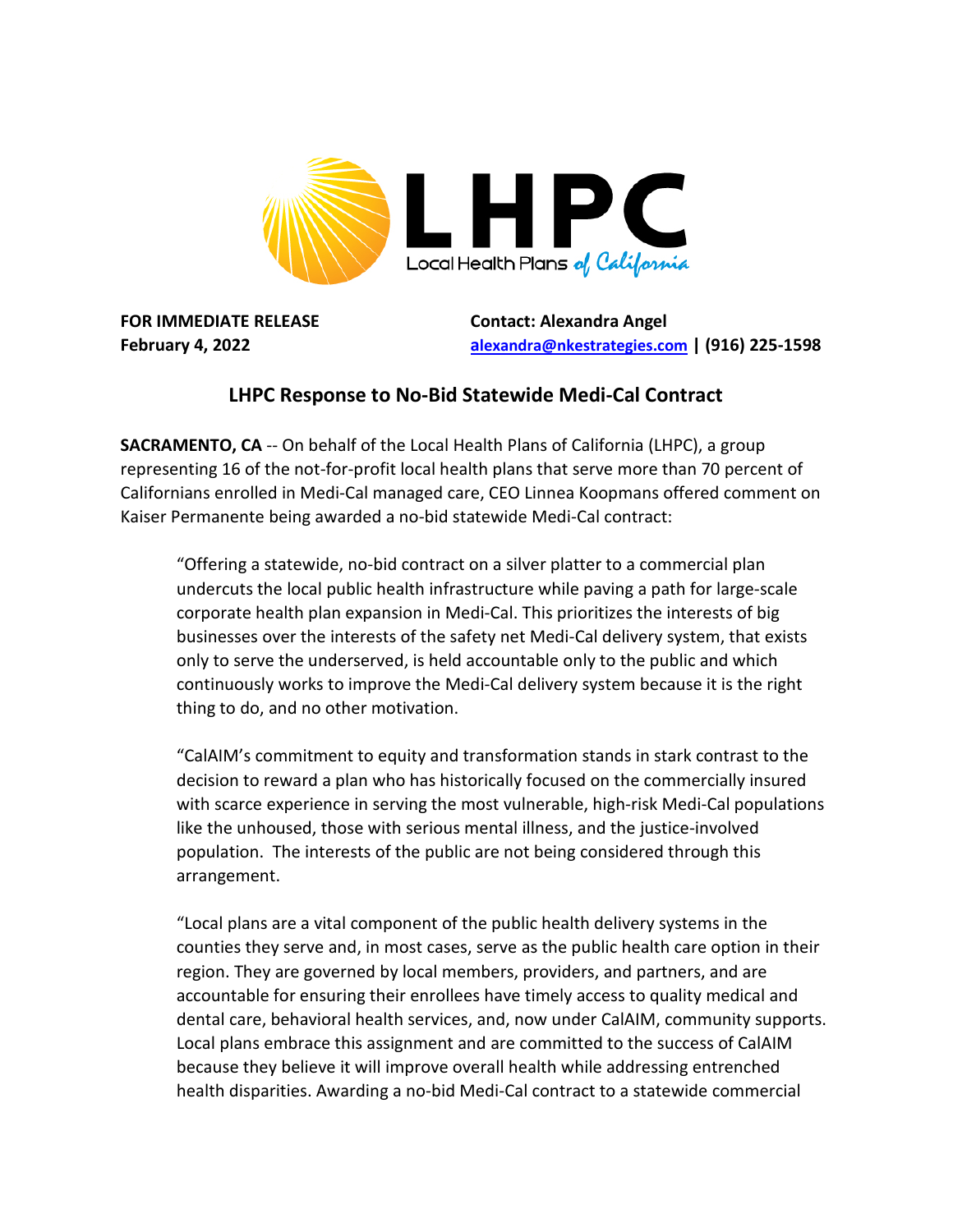LHPC Local Health Plans of California

**FOR IMMEDIATE RELEASE**
**February 4, 2022**

**Contact: Alexandra Angel**
**alexandra@nkestrategies.com | (916) 225-1598**

## LHPC Response to No-Bid Statewide Medi-Cal Contract

**SACRAMENTO, CA** -- On behalf of the Local Health Plans of California (LHPC), a group representing 16 of the not-for-profit local health plans that serve more than 70 percent of Californians enrolled in Medi-Cal managed care, CEO Linnea Koopmans offered comment on Kaiser Permanente being awarded a no-bid statewide Medi-Cal contract:

> "Offering a statewide, no-bid contract on a silver platter to a commercial plan undercuts the local public health infrastructure while paving a path for large-scale corporate health plan expansion in Medi-Cal. This prioritizes the interests of big businesses over the interests of the safety net Medi-Cal delivery system, that exists only to serve the underserved, is held accountable only to the public and which continuously works to improve the Medi-Cal delivery system because it is the right thing to do, and no other motivation.
>
> "CalAIM's commitment to equity and transformation stands in stark contrast to the decision to reward a plan who has historically focused on the commercially insured with scarce experience in serving the most vulnerable, high-risk Medi-Cal populations like the unhoused, those with serious mental illness, and the justice-involved population. The interests of the public are not being considered through this arrangement.
>
> "Local plans are a vital component of the public health delivery systems in the counties they serve and, in most cases, serve as the public health care option in their region. They are governed by local members, providers, and partners, and are accountable for ensuring their enrollees have timely access to quality medical and dental care, behavioral health services, and, now under CalAIM, community supports. Local plans embrace this assignment and are committed to the success of CalAIM because they believe it will improve overall health while addressing entrenched health disparities. Awarding a no-bid Medi-Cal contract to a statewide commercial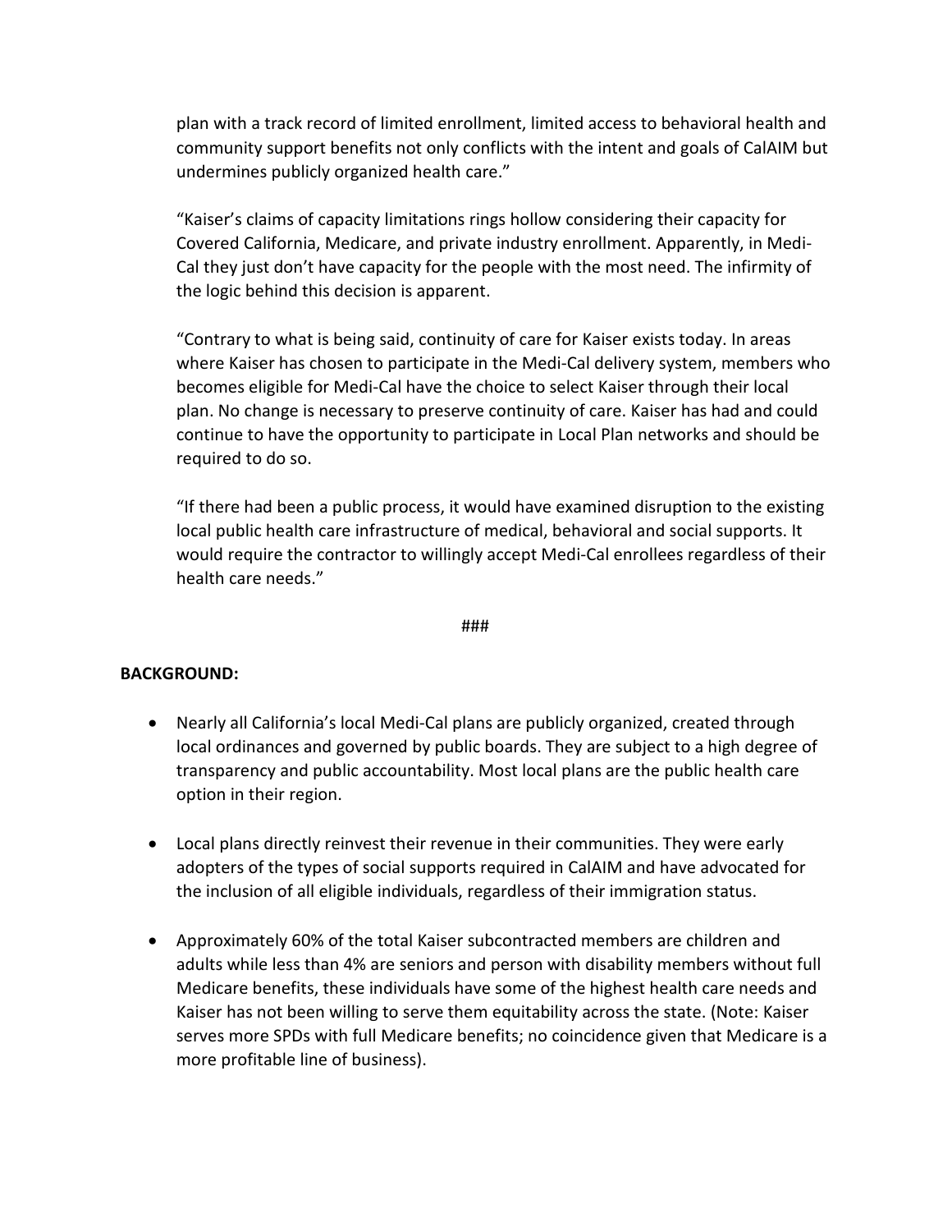plan with a track record of limited enrollment, limited access to behavioral health and community support benefits not only conflicts with the intent and goals of CalAIM but undermines publicly organized health care."

"Kaiser's claims of capacity limitations rings hollow considering their capacity for Covered California, Medicare, and private industry enrollment. Apparently, in Medi-Cal they just don't have capacity for the people with the most need. The infirmity of the logic behind this decision is apparent.

"Contrary to what is being said, continuity of care for Kaiser exists today. In areas where Kaiser has chosen to participate in the Medi-Cal delivery system, members who becomes eligible for Medi-Cal have the choice to select Kaiser through their local plan. No change is necessary to preserve continuity of care. Kaiser has had and could continue to have the opportunity to participate in Local Plan networks and should be required to do so.

"If there had been a public process, it would have examined disruption to the existing local public health care infrastructure of medical, behavioral and social supports. It would require the contractor to willingly accept Medi-Cal enrollees regardless of their health care needs."

###

**BACKGROUND:**

- Nearly all California's local Medi-Cal plans are publicly organized, created through local ordinances and governed by public boards. They are subject to a high degree of transparency and public accountability. Most local plans are the public health care option in their region.

- Local plans directly reinvest their revenue in their communities. They were early adopters of the types of social supports required in CalAIM and have advocated for the inclusion of all eligible individuals, regardless of their immigration status.

- Approximately 60% of the total Kaiser subcontracted members are children and adults while less than 4% are seniors and person with disability members without full Medicare benefits, these individuals have some of the highest health care needs and Kaiser has not been willing to serve them equitability across the state. (Note: Kaiser serves more SPDs with full Medicare benefits; no coincidence given that Medicare is a more profitable line of business).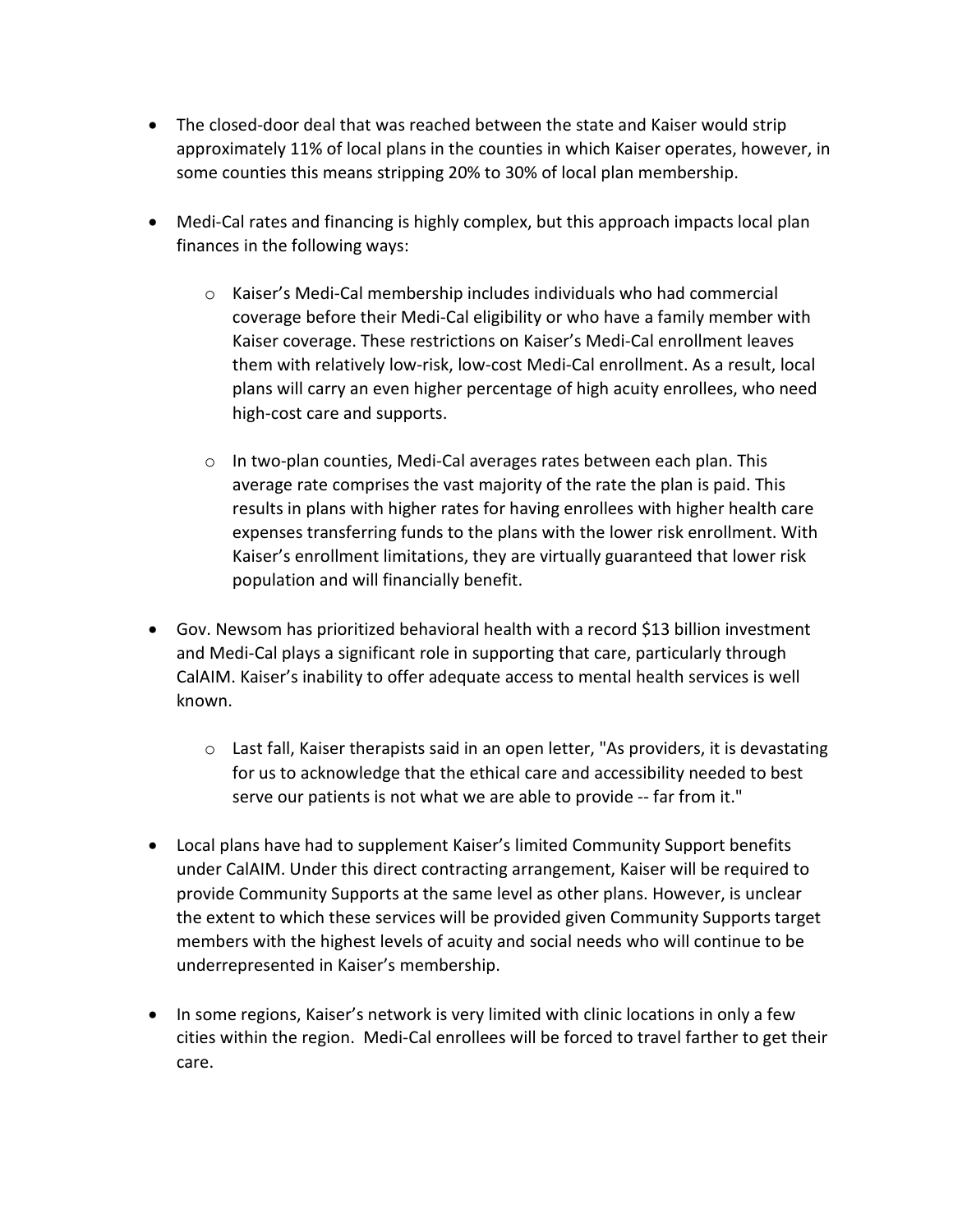- The closed-door deal that was reached between the state and Kaiser would strip approximately 11% of local plans in the counties in which Kaiser operates, however, in some counties this means stripping 20% to 30% of local plan membership.

- Medi-Cal rates and financing is highly complex, but this approach impacts local plan finances in the following ways:

  - Kaiser's Medi-Cal membership includes individuals who had commercial coverage before their Medi-Cal eligibility or who have a family member with Kaiser coverage. These restrictions on Kaiser's Medi-Cal enrollment leaves them with relatively low-risk, low-cost Medi-Cal enrollment. As a result, local plans will carry an even higher percentage of high acuity enrollees, who need high-cost care and supports.

  - In two-plan counties, Medi-Cal averages rates between each plan. This average rate comprises the vast majority of the rate the plan is paid. This results in plans with higher rates for having enrollees with higher health care expenses transferring funds to the plans with the lower risk enrollment. With Kaiser's enrollment limitations, they are virtually guaranteed that lower risk population and will financially benefit.

- Gov. Newsom has prioritized behavioral health with a record $13 billion investment and Medi-Cal plays a significant role in supporting that care, particularly through CalAIM. Kaiser's inability to offer adequate access to mental health services is well known.

  - Last fall, Kaiser therapists said in an open letter, "As providers, it is devastating for us to acknowledge that the ethical care and accessibility needed to best serve our patients is not what we are able to provide -- far from it."

- Local plans have had to supplement Kaiser's limited Community Support benefits under CalAIM. Under this direct contracting arrangement, Kaiser will be required to provide Community Supports at the same level as other plans. However, is unclear the extent to which these services will be provided given Community Supports target members with the highest levels of acuity and social needs who will continue to be underrepresented in Kaiser's membership.

- In some regions, Kaiser's network is very limited with clinic locations in only a few cities within the region. Medi-Cal enrollees will be forced to travel farther to get their care.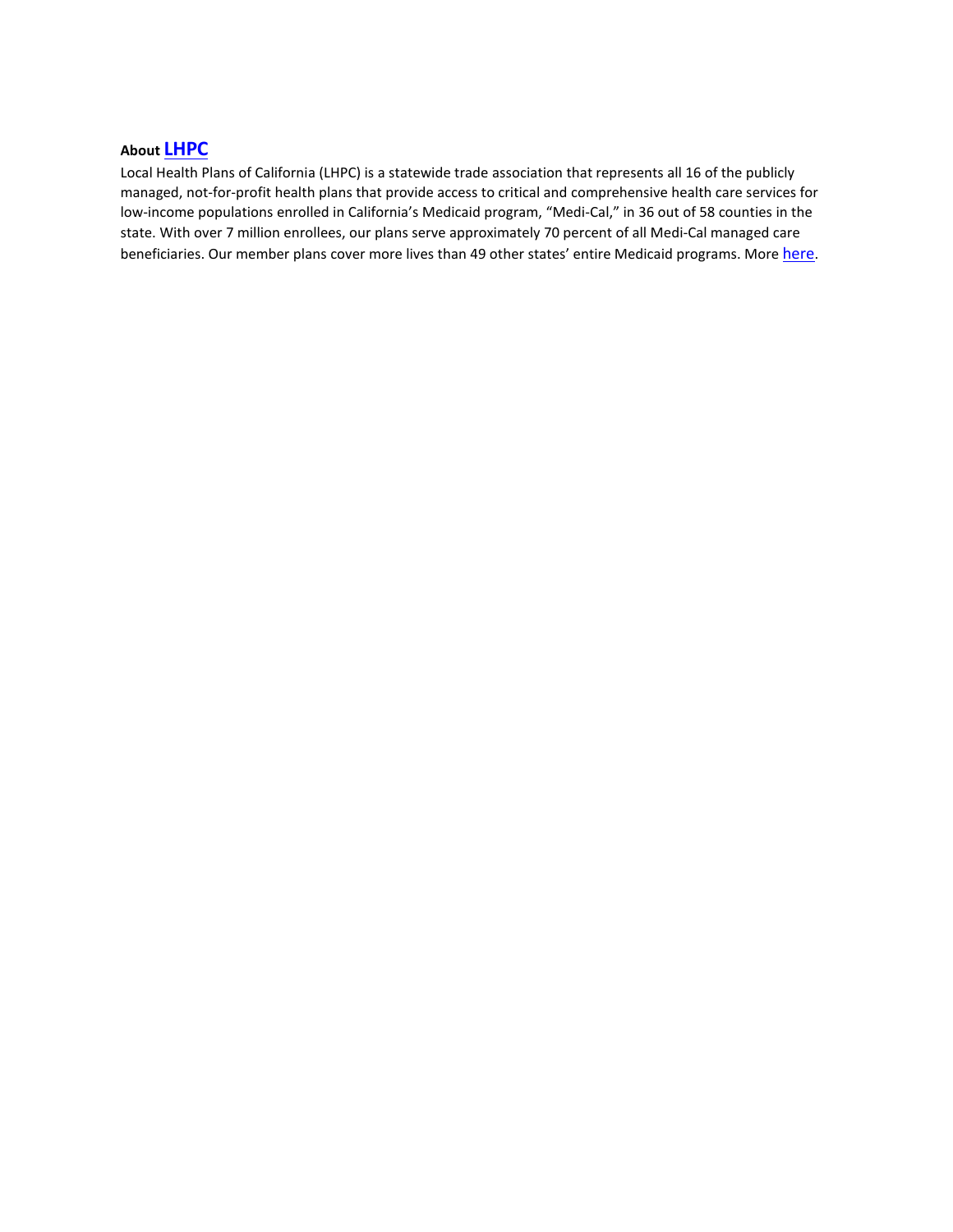**About LHPC**

Local Health Plans of California (LHPC) is a statewide trade association that represents all 16 of the publicly managed, not-for-profit health plans that provide access to critical and comprehensive health care services for low-income populations enrolled in California's Medicaid program, "Medi-Cal," in 36 out of 58 counties in the state. With over 7 million enrollees, our plans serve approximately 70 percent of all Medi-Cal managed care beneficiaries. Our member plans cover more lives than 49 other states' entire Medicaid programs. More here.